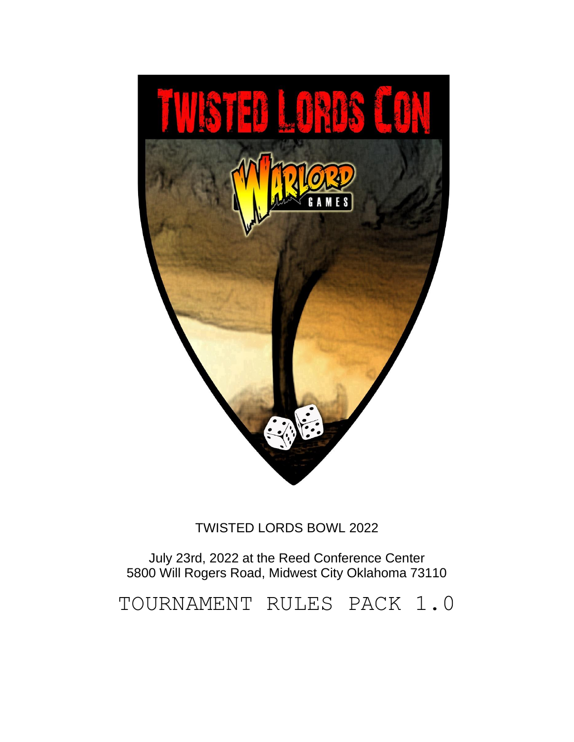# TWISTED LORDS CON

WARLORD GAMES

TWISTED LORDS BOWL 2022

July 23rd, 2022 at the Reed Conference Center
5800 Will Rogers Road, Midwest City Oklahoma 73110

## TOURNAMENT RULES PACK 1.0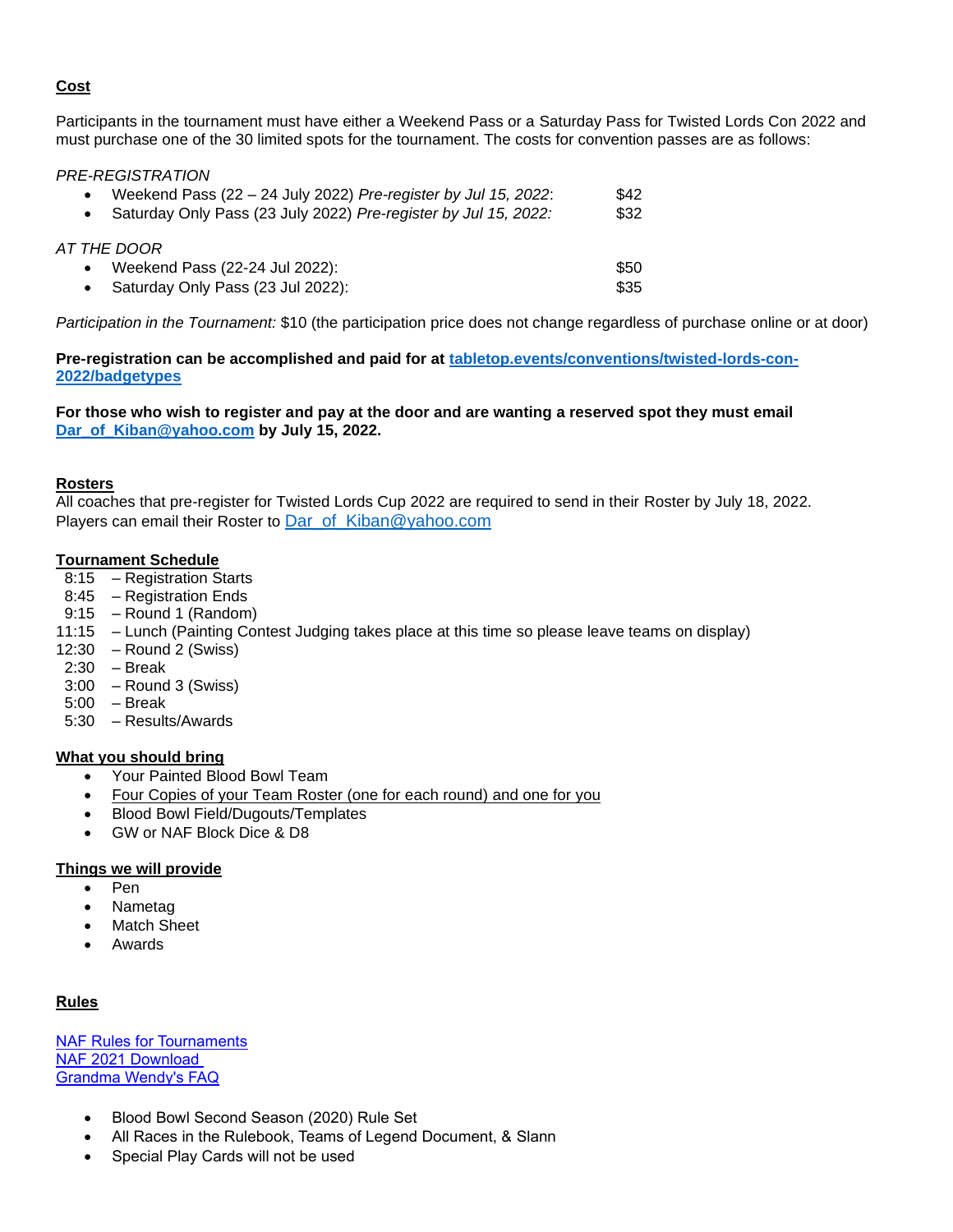## Cost

Participants in the tournament must have either a Weekend Pass or a Saturday Pass for Twisted Lords Con 2022 and must purchase one of the 30 limited spots for the tournament. The costs for convention passes are as follows:

*PRE-REGISTRATION*

- Weekend Pass (22 – 24 July 2022) *Pre-register by Jul 15, 2022*: $42
- Saturday Only Pass (23 July 2022) *Pre-register by Jul 15, 2022:* $32

*AT THE DOOR*

- Weekend Pass (22-24 Jul 2022): $50
- Saturday Only Pass (23 Jul 2022): $35

*Participation in the Tournament:* $10 (the participation price does not change regardless of purchase online or at door)

**Pre-registration can be accomplished and paid for at [tabletop.events/conventions/twisted-lords-con-2022/badgetypes](tabletop.events/conventions/twisted-lords-con-2022/badgetypes)**

**For those who wish to register and pay at the door and are wanting a reserved spot they must email [Dar_of_Kiban@yahoo.com](mailto:Dar_of_Kiban@yahoo.com) by July 15, 2022.**

## Rosters

All coaches that pre-register for Twisted Lords Cup 2022 are required to send in their Roster by July 18, 2022. Players can email their Roster to [Dar_of_Kiban@yahoo.com](mailto:Dar_of_Kiban@yahoo.com)

## Tournament Schedule

8:15 – Registration Starts
8:45 – Registration Ends
9:15 – Round 1 (Random)
11:15 – Lunch (Painting Contest Judging takes place at this time so please leave teams on display)
12:30 – Round 2 (Swiss)
2:30 – Break
3:00 – Round 3 (Swiss)
5:00 – Break
5:30 – Results/Awards

## What you should bring

- Your Painted Blood Bowl Team
- Four Copies of your Team Roster (one for each round) and one for you
- Blood Bowl Field/Dugouts/Templates
- GW or NAF Block Dice & D8

## Things we will provide

- Pen
- Nametag
- Match Sheet
- Awards

## Rules

[NAF Rules for Tournaments](#)
[NAF 2021 Download](#)
[Grandma Wendy's FAQ](#)

- Blood Bowl Second Season (2020) Rule Set
- All Races in the Rulebook, Teams of Legend Document, & Slann
- Special Play Cards will not be used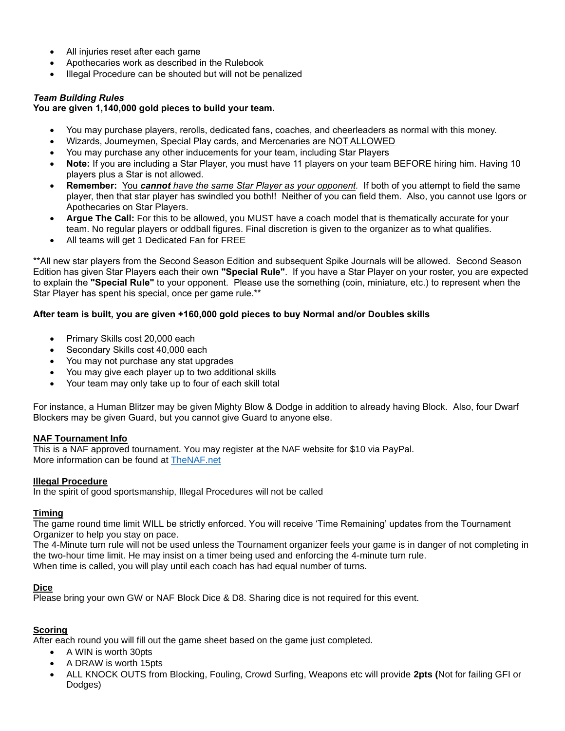- All injuries reset after each game
- Apothecaries work as described in the Rulebook
- Illegal Procedure can be shouted but will not be penalized

***Team Building Rules***
**You are given 1,140,000 gold pieces to build your team.**

- You may purchase players, rerolls, dedicated fans, coaches, and cheerleaders as normal with this money.
- Wizards, Journeymen, Special Play cards, and Mercenaries are <u>NOT ALLOWED</u>
- You may purchase any other inducements for your team, including Star Players
- **Note:** If you are including a Star Player, you must have 11 players on your team BEFORE hiring him. Having 10 players plus a Star is not allowed.
- **Remember:** <u>You ***cannot*** *have the same Star Player as your opponent*</u>*.* If both of you attempt to field the same player, then that star player has swindled you both!! Neither of you can field them. Also, you cannot use Igors or Apothecaries on Star Players.
- **Argue The Call:** For this to be allowed, you MUST have a coach model that is thematically accurate for your team. No regular players or oddball figures. Final discretion is given to the organizer as to what qualifies.
- All teams will get 1 Dedicated Fan for FREE

**All new star players from the Second Season Edition and subsequent Spike Journals will be allowed. Second Season Edition has given Star Players each their own **"Special Rule"**. If you have a Star Player on your roster, you are expected to explain the **"Special Rule"** to your opponent. Please use the something (coin, miniature, etc.) to represent when the Star Player has spent his special, once per game rule.**

**After team is built, you are given +160,000 gold pieces to buy Normal and/or Doubles skills**

- Primary Skills cost 20,000 each
- Secondary Skills cost 40,000 each
- You may not purchase any stat upgrades
- You may give each player up to two additional skills
- Your team may only take up to four of each skill total

For instance, a Human Blitzer may be given Mighty Blow & Dodge in addition to already having Block. Also, four Dwarf Blockers may be given Guard, but you cannot give Guard to anyone else.

**<u>NAF Tournament Info</u>**
This is a NAF approved tournament. You may register at the NAF website for $10 via PayPal.
More information can be found at [TheNAF.net](TheNAF.net)

**<u>Illegal Procedure</u>**
In the spirit of good sportsmanship, Illegal Procedures will not be called

**<u>Timing</u>**
The game round time limit WILL be strictly enforced. You will receive 'Time Remaining' updates from the Tournament Organizer to help you stay on pace.
The 4-Minute turn rule will not be used unless the Tournament organizer feels your game is in danger of not completing in the two-hour time limit. He may insist on a timer being used and enforcing the 4-minute turn rule.
When time is called, you will play until each coach has had equal number of turns.

**<u>Dice</u>**
Please bring your own GW or NAF Block Dice & D8. Sharing dice is not required for this event.

**<u>Scoring</u>**
After each round you will fill out the game sheet based on the game just completed.

- A WIN is worth 30pts
- A DRAW is worth 15pts
- ALL KNOCK OUTS from Blocking, Fouling, Crowd Surfing, Weapons etc will provide **2pts (**Not for failing GFI or Dodges)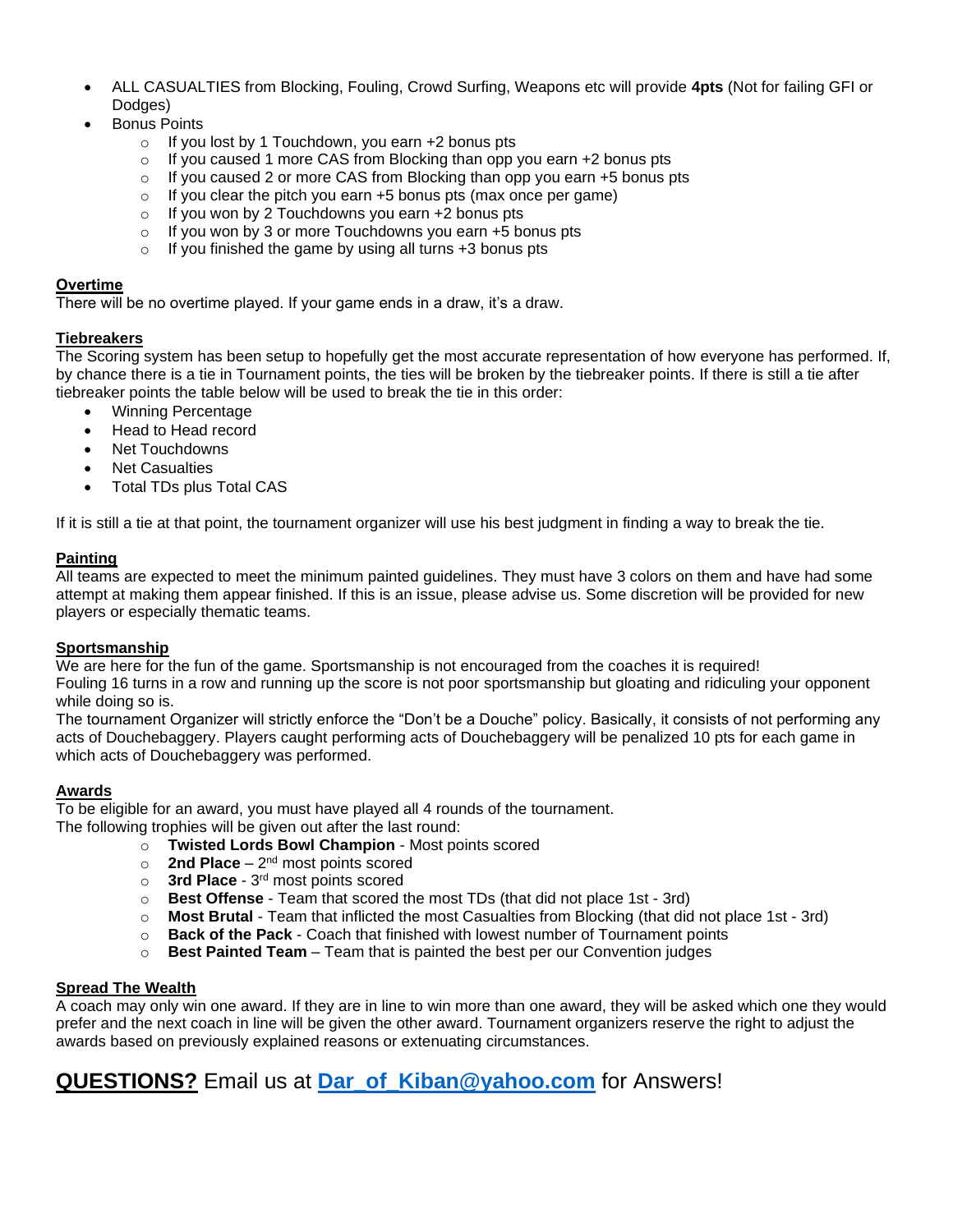- ALL CASUALTIES from Blocking, Fouling, Crowd Surfing, Weapons etc will provide **4pts** (Not for failing GFI or Dodges)
- Bonus Points
  - If you lost by 1 Touchdown, you earn +2 bonus pts
  - If you caused 1 more CAS from Blocking than opp you earn +2 bonus pts
  - If you caused 2 or more CAS from Blocking than opp you earn +5 bonus pts
  - If you clear the pitch you earn +5 bonus pts (max once per game)
  - If you won by 2 Touchdowns you earn +2 bonus pts
  - If you won by 3 or more Touchdowns you earn +5 bonus pts
  - If you finished the game by using all turns +3 bonus pts

## Overtime

There will be no overtime played. If your game ends in a draw, it's a draw.

## Tiebreakers

The Scoring system has been setup to hopefully get the most accurate representation of how everyone has performed. If, by chance there is a tie in Tournament points, the ties will be broken by the tiebreaker points. If there is still a tie after tiebreaker points the table below will be used to break the tie in this order:

- Winning Percentage
- Head to Head record
- Net Touchdowns
- Net Casualties
- Total TDs plus Total CAS

If it is still a tie at that point, the tournament organizer will use his best judgment in finding a way to break the tie.

## Painting

All teams are expected to meet the minimum painted guidelines. They must have 3 colors on them and have had some attempt at making them appear finished. If this is an issue, please advise us. Some discretion will be provided for new players or especially thematic teams.

## Sportsmanship

We are here for the fun of the game. Sportsmanship is not encouraged from the coaches it is required!
Fouling 16 turns in a row and running up the score is not poor sportsmanship but gloating and ridiculing your opponent while doing so is.
The tournament Organizer will strictly enforce the "Don't be a Douche" policy. Basically, it consists of not performing any acts of Douchebaggery. Players caught performing acts of Douchebaggery will be penalized 10 pts for each game in which acts of Douchebaggery was performed.

## Awards

To be eligible for an award, you must have played all 4 rounds of the tournament.
The following trophies will be given out after the last round:

- **Twisted Lords Bowl Champion** - Most points scored
- **2nd Place** – 2nd most points scored
- **3rd Place** - 3rd most points scored
- **Best Offense** - Team that scored the most TDs (that did not place 1st - 3rd)
- **Most Brutal** - Team that inflicted the most Casualties from Blocking (that did not place 1st - 3rd)
- **Back of the Pack** - Coach that finished with lowest number of Tournament points
- **Best Painted Team** – Team that is painted the best per our Convention judges

## Spread The Wealth

A coach may only win one award. If they are in line to win more than one award, they will be asked which one they would prefer and the next coach in line will be given the other award. Tournament organizers reserve the right to adjust the awards based on previously explained reasons or extenuating circumstances.

# **QUESTIONS?** Email us at **Dar_of_Kiban@yahoo.com** for Answers!